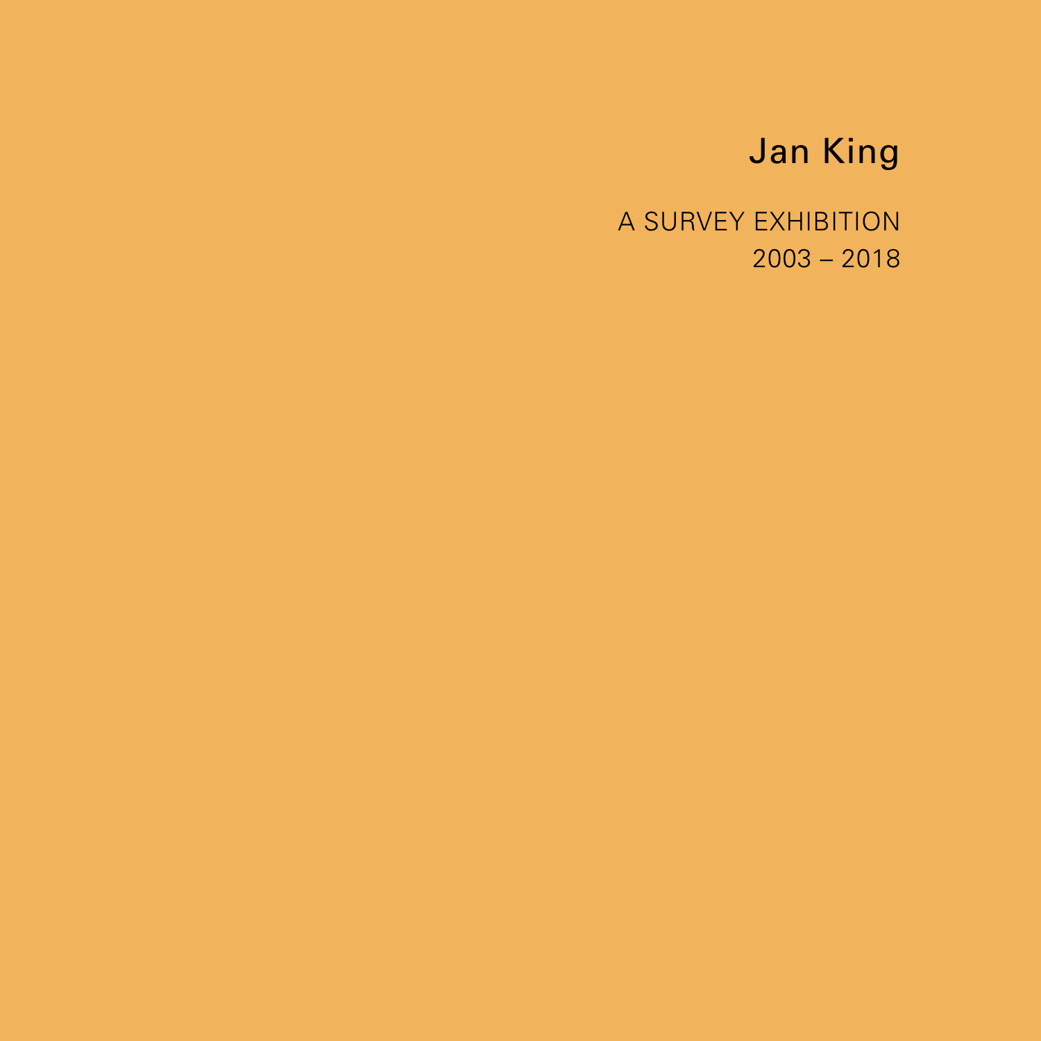# Jan King

A SURVEY EXHIBITION
2003 – 2018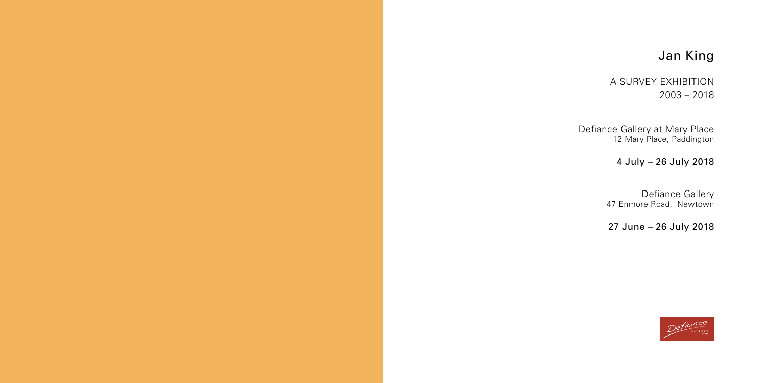# Jan King

A SURVEY EXHIBITION
2003 – 2018

Defiance Gallery at Mary Place
12 Mary Place, Paddington

4 July – 26 July 2018

Defiance Gallery
47 Enmore Road, Newtown

27 June – 26 July 2018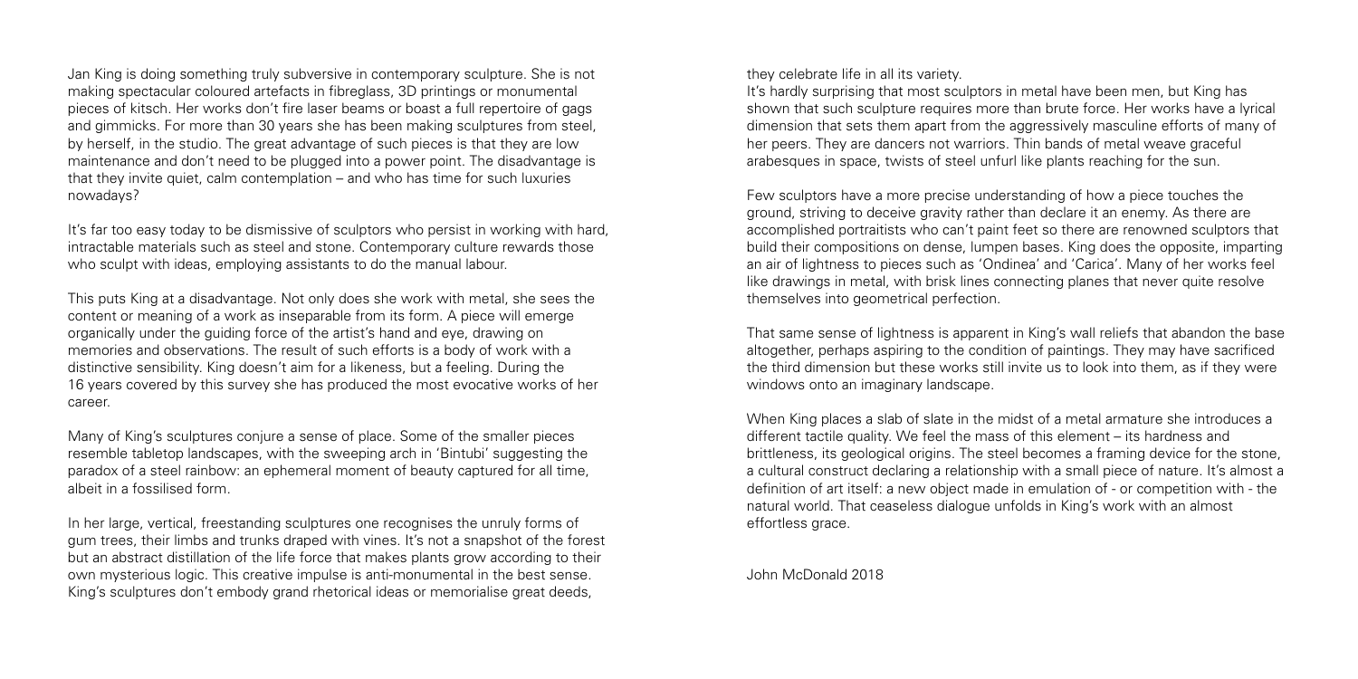Jan King is doing something truly subversive in contemporary sculpture. She is not making spectacular coloured artefacts in fibreglass, 3D printings or monumental pieces of kitsch. Her works don't fire laser beams or boast a full repertoire of gags and gimmicks. For more than 30 years she has been making sculptures from steel, by herself, in the studio. The great advantage of such pieces is that they are low maintenance and don't need to be plugged into a power point. The disadvantage is that they invite quiet, calm contemplation – and who has time for such luxuries nowadays?

It's far too easy today to be dismissive of sculptors who persist in working with hard, intractable materials such as steel and stone. Contemporary culture rewards those who sculpt with ideas, employing assistants to do the manual labour.

This puts King at a disadvantage. Not only does she work with metal, she sees the content or meaning of a work as inseparable from its form. A piece will emerge organically under the guiding force of the artist's hand and eye, drawing on memories and observations. The result of such efforts is a body of work with a distinctive sensibility. King doesn't aim for a likeness, but a feeling. During the 16 years covered by this survey she has produced the most evocative works of her career.

Many of King's sculptures conjure a sense of place. Some of the smaller pieces resemble tabletop landscapes, with the sweeping arch in 'Bintubi' suggesting the paradox of a steel rainbow: an ephemeral moment of beauty captured for all time, albeit in a fossilised form.

In her large, vertical, freestanding sculptures one recognises the unruly forms of gum trees, their limbs and trunks draped with vines. It's not a snapshot of the forest but an abstract distillation of the life force that makes plants grow according to their own mysterious logic. This creative impulse is anti-monumental in the best sense. King's sculptures don't embody grand rhetorical ideas or memorialise great deeds, they celebrate life in all its variety.

It's hardly surprising that most sculptors in metal have been men, but King has shown that such sculpture requires more than brute force. Her works have a lyrical dimension that sets them apart from the aggressively masculine efforts of many of her peers. They are dancers not warriors. Thin bands of metal weave graceful arabesques in space, twists of steel unfurl like plants reaching for the sun.

Few sculptors have a more precise understanding of how a piece touches the ground, striving to deceive gravity rather than declare it an enemy. As there are accomplished portraitists who can't paint feet so there are renowned sculptors that build their compositions on dense, lumpen bases. King does the opposite, imparting an air of lightness to pieces such as 'Ondinea' and 'Carica'. Many of her works feel like drawings in metal, with brisk lines connecting planes that never quite resolve themselves into geometrical perfection.

That same sense of lightness is apparent in King's wall reliefs that abandon the base altogether, perhaps aspiring to the condition of paintings. They may have sacrificed the third dimension but these works still invite us to look into them, as if they were windows onto an imaginary landscape.

When King places a slab of slate in the midst of a metal armature she introduces a different tactile quality. We feel the mass of this element – its hardness and brittleness, its geological origins. The steel becomes a framing device for the stone, a cultural construct declaring a relationship with a small piece of nature. It's almost a definition of art itself: a new object made in emulation of - or competition with - the natural world. That ceaseless dialogue unfolds in King's work with an almost effortless grace.

John McDonald 2018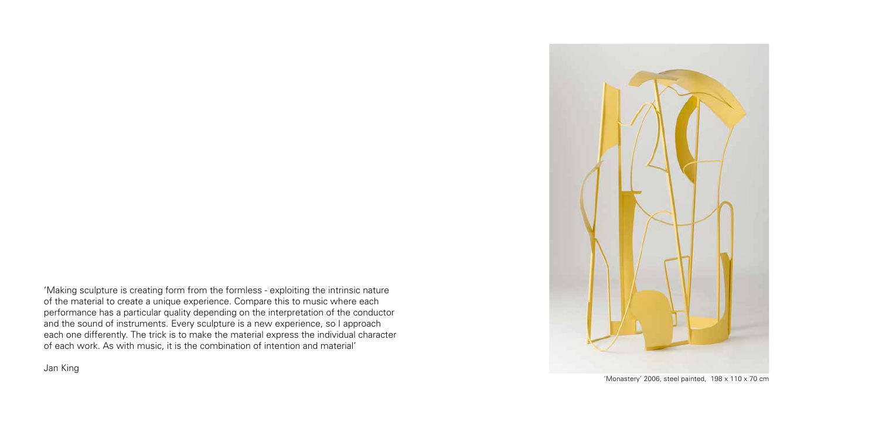'Making sculpture is creating form from the formless - exploiting the intrinsic nature of the material to create a unique experience. Compare this to music where each performance has a particular quality depending on the interpretation of the conductor and the sound of instruments. Every sculpture is a new experience, so I approach each one differently. The trick is to make the material express the individual character of each work. As with music, it is the combination of intention and material'

Jan King

'Monastery' 2006, steel painted, 198 x 110 x 70 cm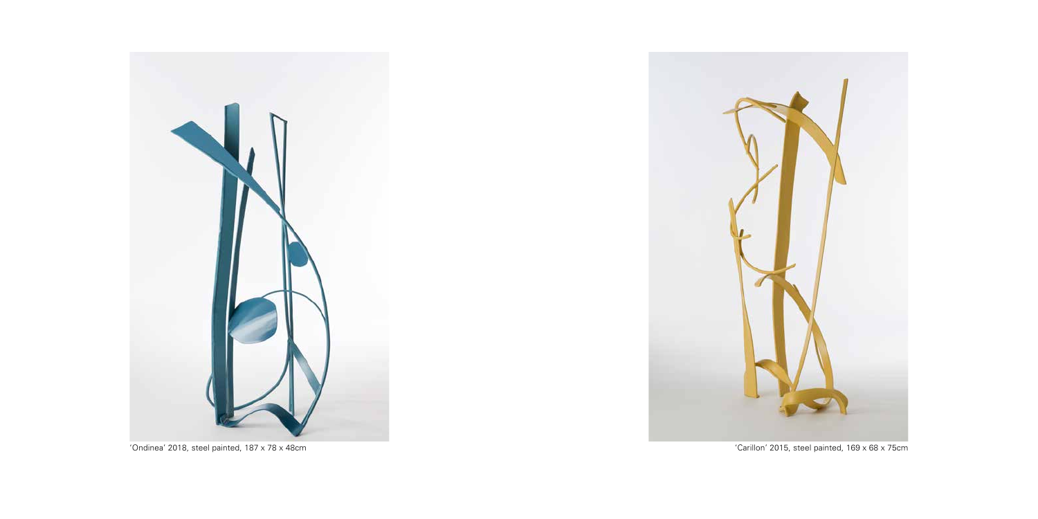'Ondinea' 2018, steel painted, 187 x 78 x 48cm

'Carillon' 2015, steel painted, 169 x 68 x 75cm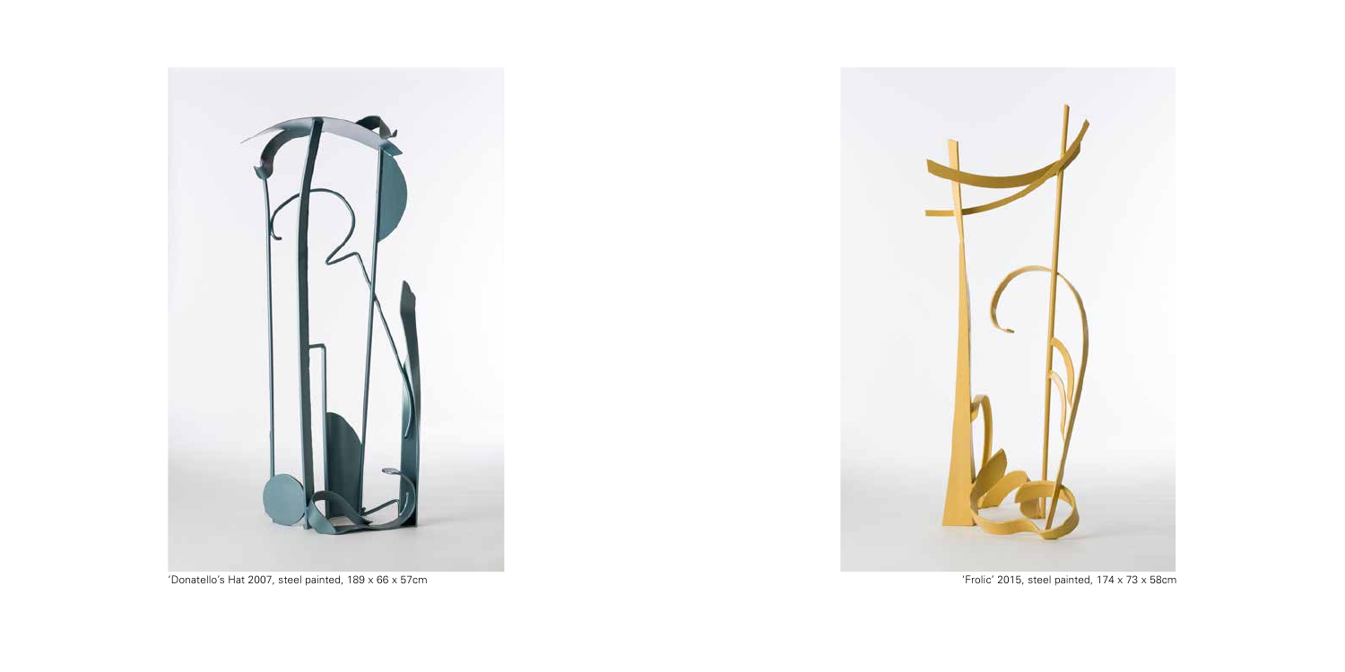'Donatello's Hat 2007, steel painted, 189 x 66 x 57cm

'Frolic' 2015, steel painted, 174 x 73 x 58cm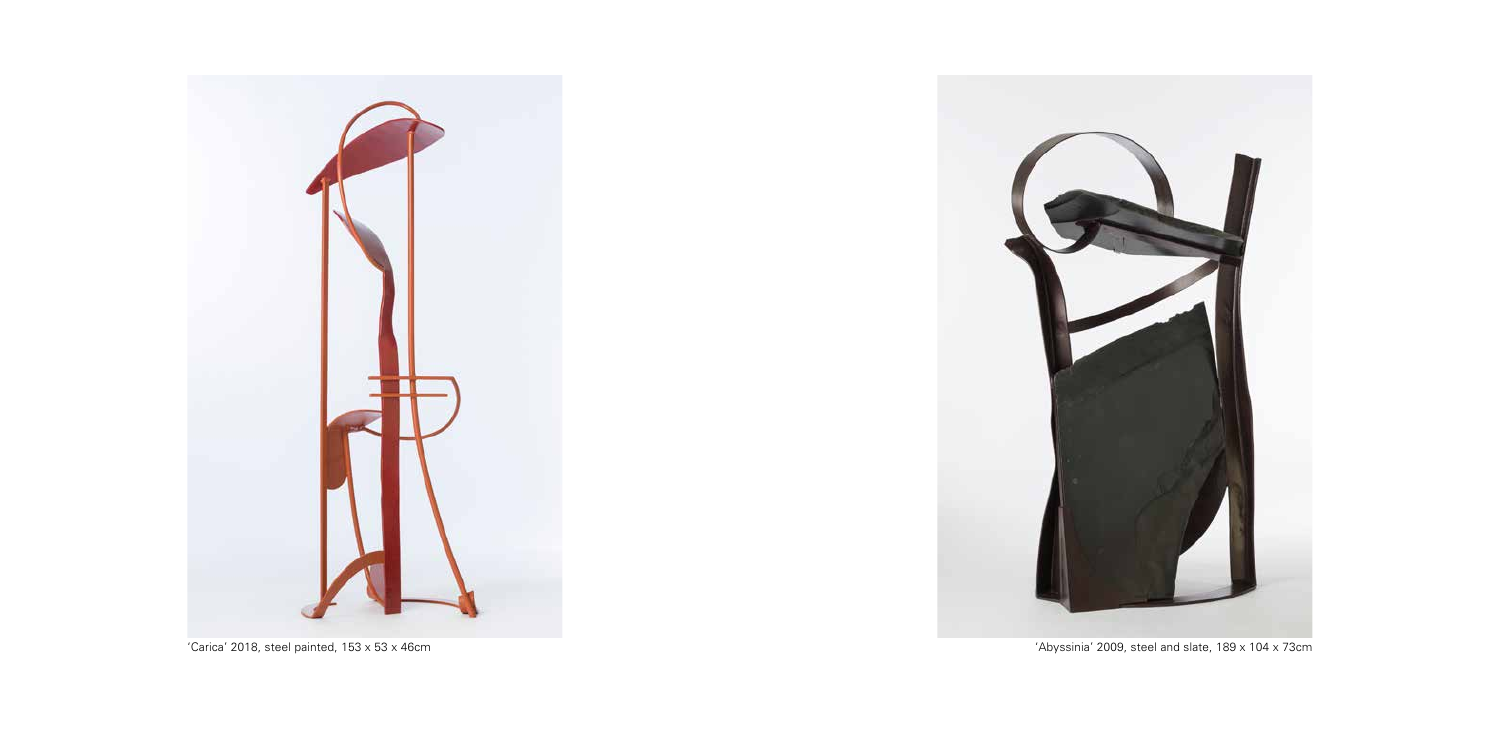'Carica' 2018, steel painted, 153 x 53 x 46cm

'Abyssinia' 2009, steel and slate, 189 x 104 x 73cm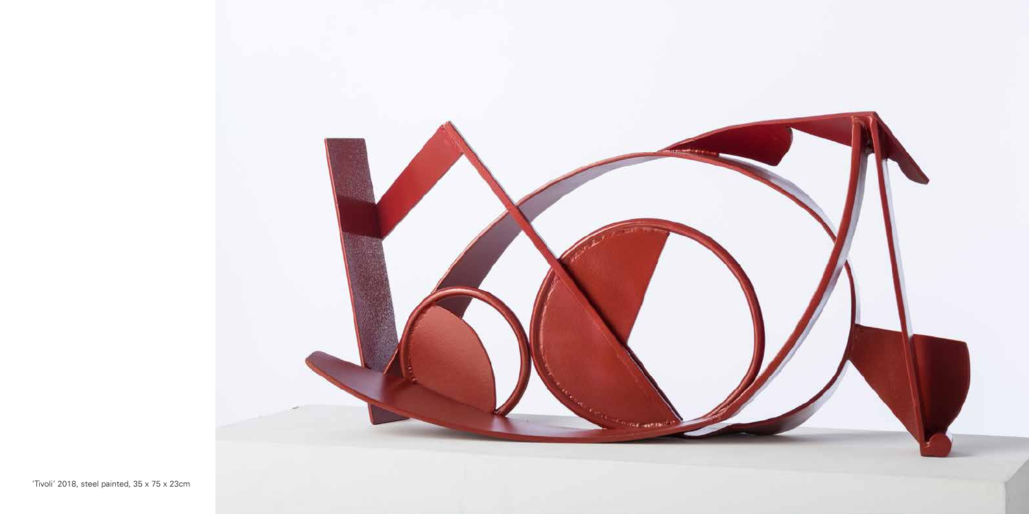'Tivoli' 2018, steel painted, 35 x 75 x 23cm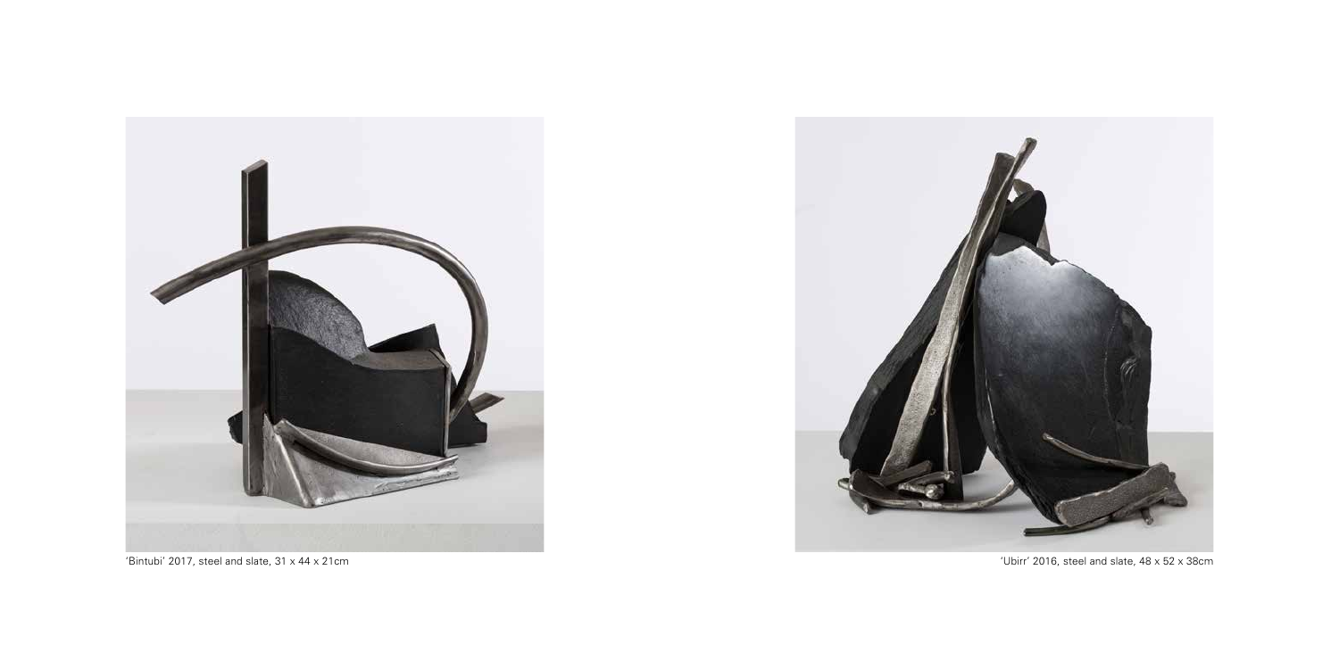'Bintubi' 2017, steel and slate, 31 x 44 x 21cm

'Ubirr' 2016, steel and slate, 48 x 52 x 38cm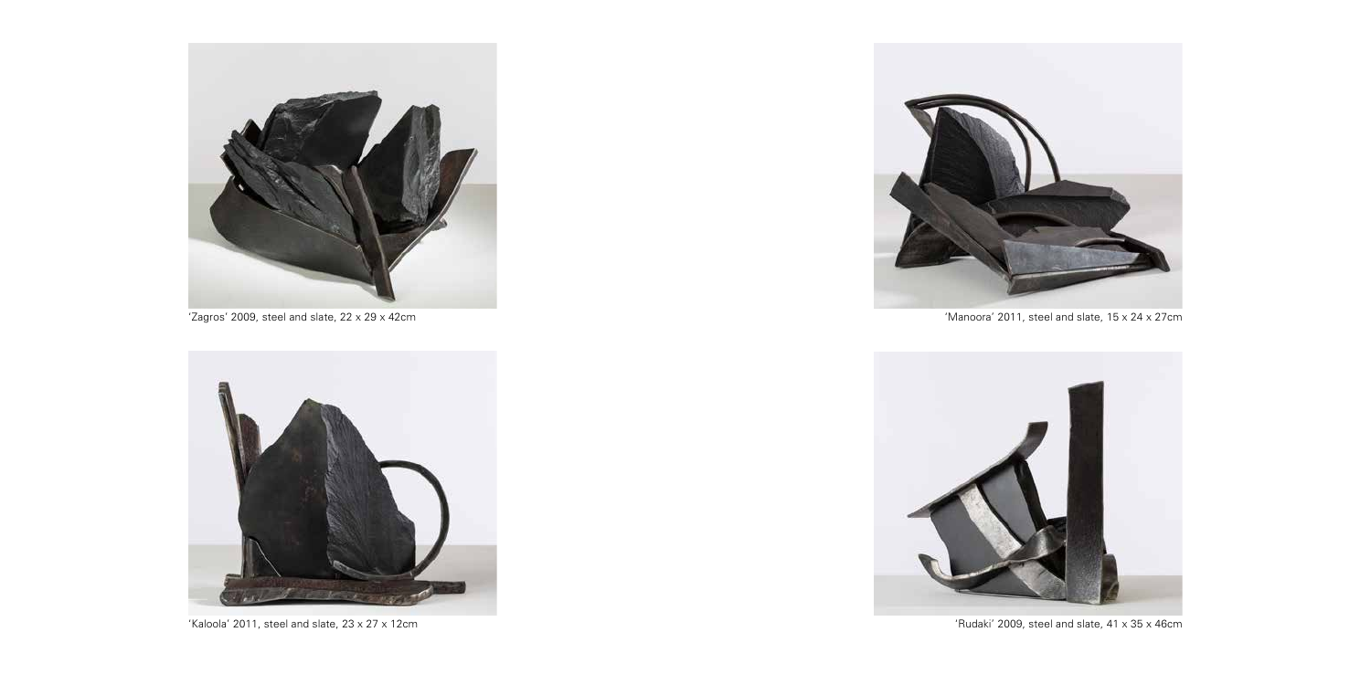'Zagros' 2009, steel and slate, 22 x 29 x 42cm

'Kaloola' 2011, steel and slate, 23 x 27 x 12cm

'Manoora' 2011, steel and slate, 15 x 24 x 27cm

'Rudaki' 2009, steel and slate, 41 x 35 x 46cm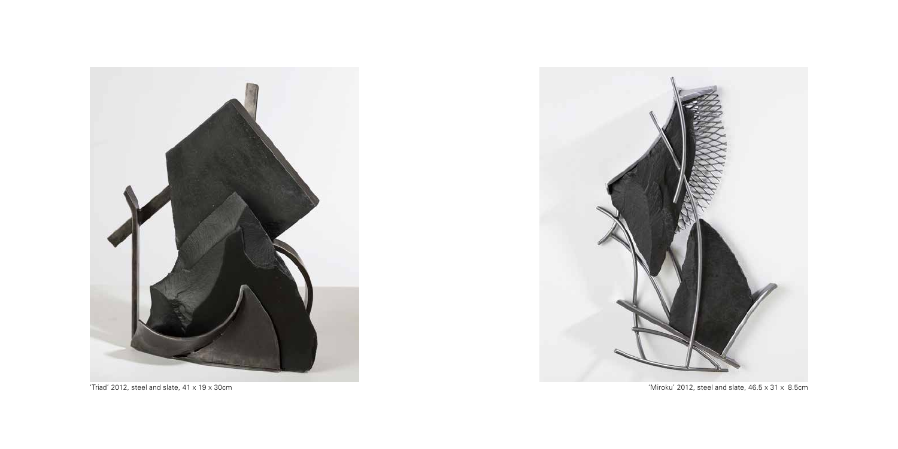'Triad' 2012, steel and slate, 41 x 19 x 30cm

'Miroku' 2012, steel and slate, 46.5 x 31 x 8.5cm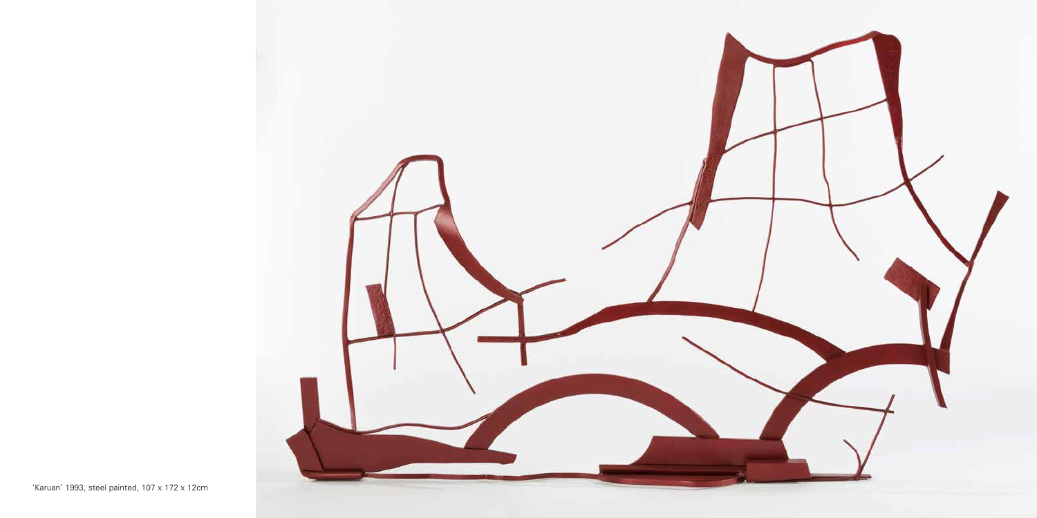'Karuan' 1993, steel painted, 107 x 172 x 12cm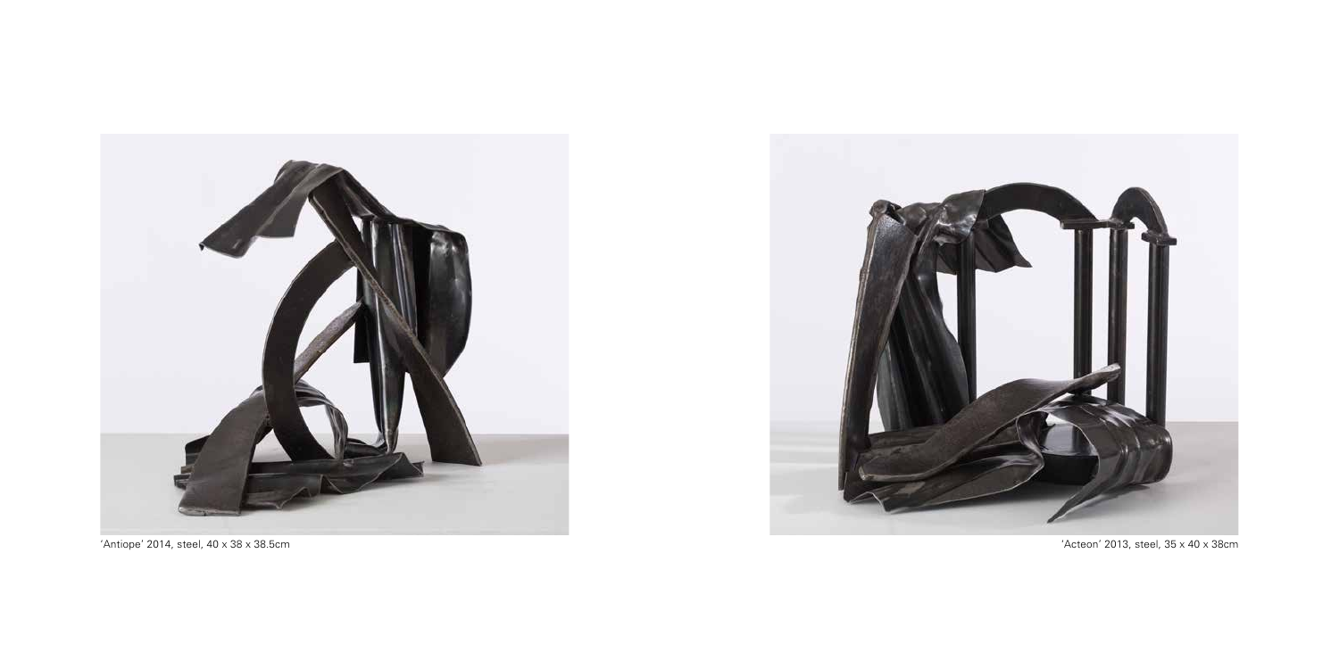'Antiope' 2014, steel, 40 x 38 x 38.5cm

'Acteon' 2013, steel, 35 x 40 x 38cm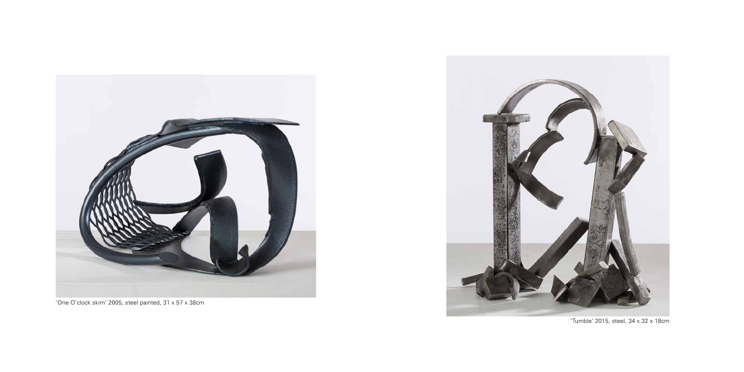'One O'clock skim' 2005, steel painted, 31 x 57 x 38cm

'Tumble' 2015, steel, 34 x 32 x 18cm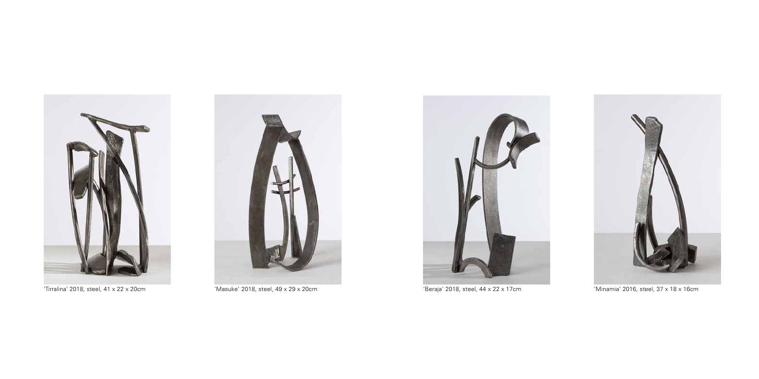'Tirralina' 2018, steel, 41 x 22 x 20cm

'Masuke' 2018, steel, 49 x 29 x 20cm

'Beraja' 2018, steel, 44 x 22 x 17cm

'Minamia' 2016, steel, 37 x 18 x 16cm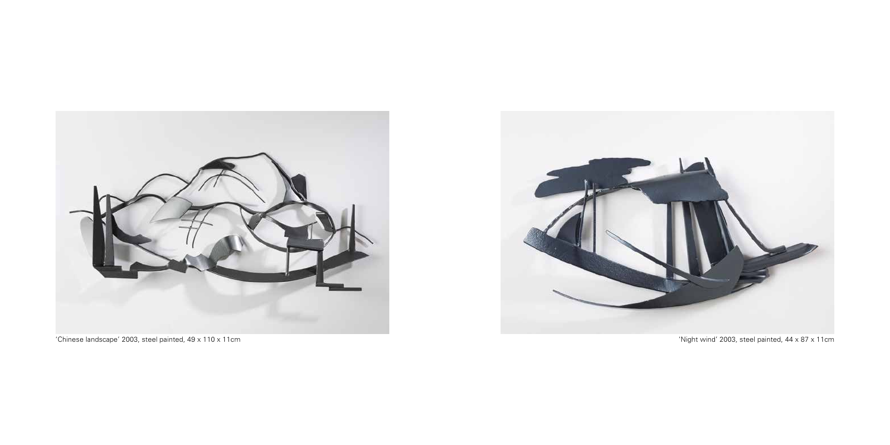'Chinese landscape' 2003, steel painted, 49 x 110 x 11cm

'Night wind' 2003, steel painted, 44 x 87 x 11cm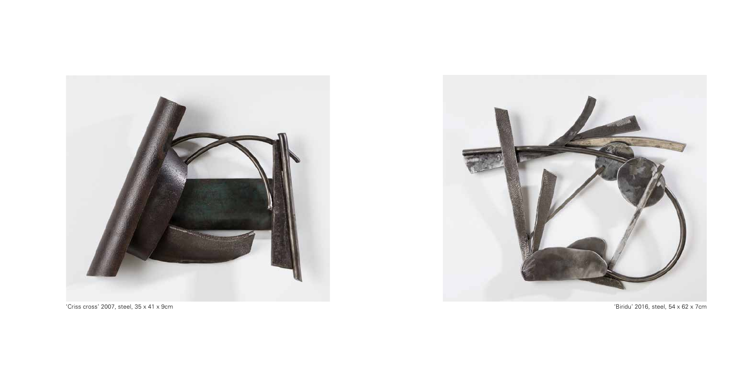'Criss cross' 2007, steel, 35 x 41 x 9cm

'Biridu' 2016, steel, 54 x 62 x 7cm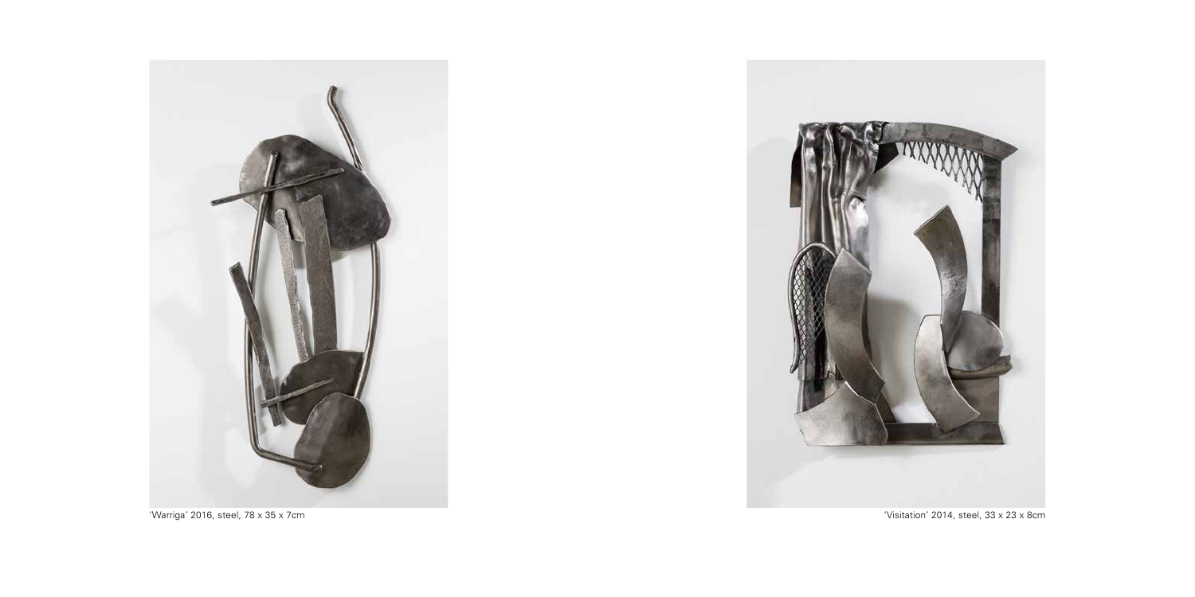'Warriga' 2016, steel, 78 x 35 x 7cm

'Visitation' 2014, steel, 33 x 23 x 8cm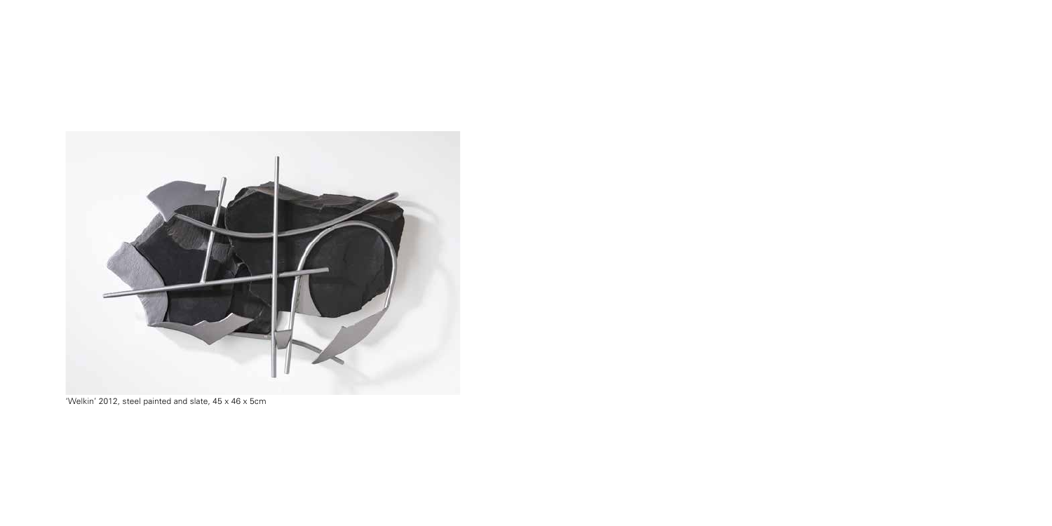'Welkin' 2012, steel painted and slate, 45 x 46 x 5cm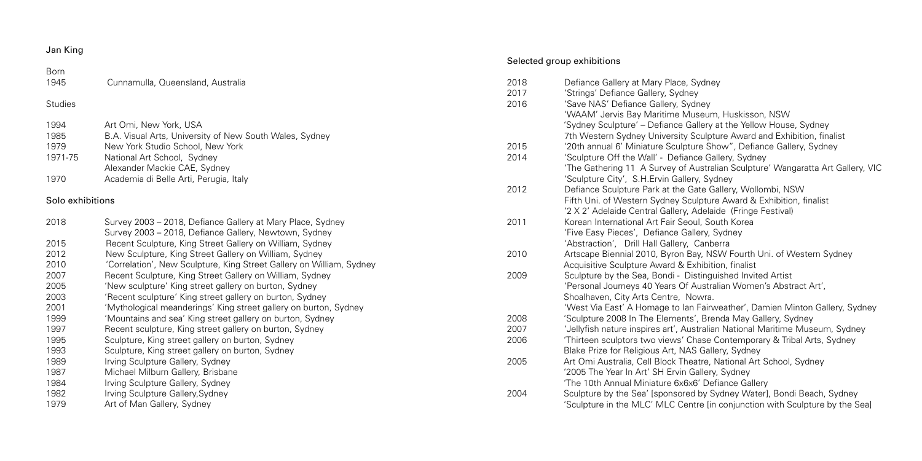# Jan King

## Born

| | |
|---|---|
| 1945 | Cunnamulla, Queensland, Australia |

## Studies

| | |
|---|---|
| 1994 | Art Omi, New York, USA |
| 1985 | B.A. Visual Arts, University of New South Wales, Sydney |
| 1979 | New York Studio School, New York |
| 1971-75 | National Art School, Sydney |
| | Alexander Mackie CAE, Sydney |
| 1970 | Academia di Belle Arti, Perugia, Italy |

## Solo exhibitions

| | |
|---|---|
| 2018 | Survey 2003 – 2018, Defiance Gallery at Mary Place, Sydney |
| | Survey 2003 – 2018, Defiance Gallery, Newtown, Sydney |
| 2015 | Recent Sculpture, King Street Gallery on William, Sydney |
| 2012 | New Sculpture, King Street Gallery on William, Sydney |
| 2010 | 'Correlation', New Sculpture, King Street Gallery on William, Sydney |
| 2007 | Recent Sculpture, King Street Gallery on William, Sydney |
| 2005 | 'New sculpture' King street gallery on burton, Sydney |
| 2003 | 'Recent sculpture, King street gallery on burton, Sydney |
| 2001 | 'Mythological meanderings' King street gallery on burton, Sydney |
| 1999 | 'Mountains and sea' King street gallery on burton, Sydney |
| 1997 | Recent sculpture, King street gallery on burton, Sydney |
| 1995 | Sculpture, King street gallery on burton, Sydney |
| 1993 | Sculpture, King street gallery on burton, Sydney |
| 1989 | Irving Sculpture Gallery, Sydney |
| 1987 | Michael Milburn Gallery, Brisbane |
| 1984 | Irving Sculpture Gallery, Sydney |
| 1982 | Irving Sculpture Gallery,Sydney |
| 1979 | Art of Man Gallery, Sydney |

## Selected group exhibitions

| | |
|---|---|
| 2018 | Defiance Gallery at Mary Place, Sydney |
| 2017 | 'Strings' Defiance Gallery, Sydney |
| 2016 | 'Save NAS' Defiance Gallery, Sydney |
| | 'WAAM' Jervis Bay Maritime Museum, Huskisson, NSW |
| | 'Sydney Sculpture' – Defiance Gallery at the Yellow House, Sydney |
| | 7th Western Sydney University Sculpture Award and Exhibition, finalist |
| 2015 | '20th annual 6' Miniature Sculpture Show", Defiance Gallery, Sydney |
| 2014 | 'Sculpture Off the Wall' - Defiance Gallery, Sydney |
| | 'The Gathering 11 A Survey of Australian Sculpture' Wangaratta Art Gallery, VIC |
| | 'Sculpture City', S.H.Ervin Gallery, Sydney |
| 2012 | Defiance Sculpture Park at the Gate Gallery, Wollombi, NSW |
| | Fifth Uni. of Western Sydney Sculpture Award & Exhibition, finalist |
| | '2 X 2' Adelaide Central Gallery, Adelaide (Fringe Festival) |
| 2011 | Korean International Art Fair Seoul, South Korea |
| | 'Five Easy Pieces', Defiance Gallery, Sydney |
| | 'Abstraction', Drill Hall Gallery, Canberra |
| 2010 | Artscape Biennial 2010, Byron Bay, NSW Fourth Uni. of Western Sydney |
| | Acquisitive Sculpture Award & Exhibition, finalist |
| 2009 | Sculpture by the Sea, Bondi - Distinguished Invited Artist |
| | 'Personal Journeys 40 Years Of Australian Women's Abstract Art', |
| | Shoalhaven, City Arts Centre, Nowra. |
| | 'West Via East' A Homage to Ian Fairweather', Damien Minton Gallery, Sydney |
| 2008 | 'Sculpture 2008 In The Elements', Brenda May Gallery, Sydney |
| 2007 | 'Jellyfish nature inspires art', Australian National Maritime Museum, Sydney |
| 2006 | 'Thirteen sculptors two views' Chase Contemporary & Tribal Arts, Sydney |
| | Blake Prize for Religious Art, NAS Gallery, Sydney |
| 2005 | Art Omi Australia, Cell Block Theatre, National Art School, Sydney |
| | '2005 The Year In Art' SH Ervin Gallery, Sydney |
| | 'The 10th Annual Miniature 6x6x6' Defiance Gallery |
| 2004 | Sculpture by the Sea' [sponsored by Sydney Water], Bondi Beach, Sydney |
| | 'Sculpture in the MLC' MLC Centre [in conjunction with Sculpture by the Sea] |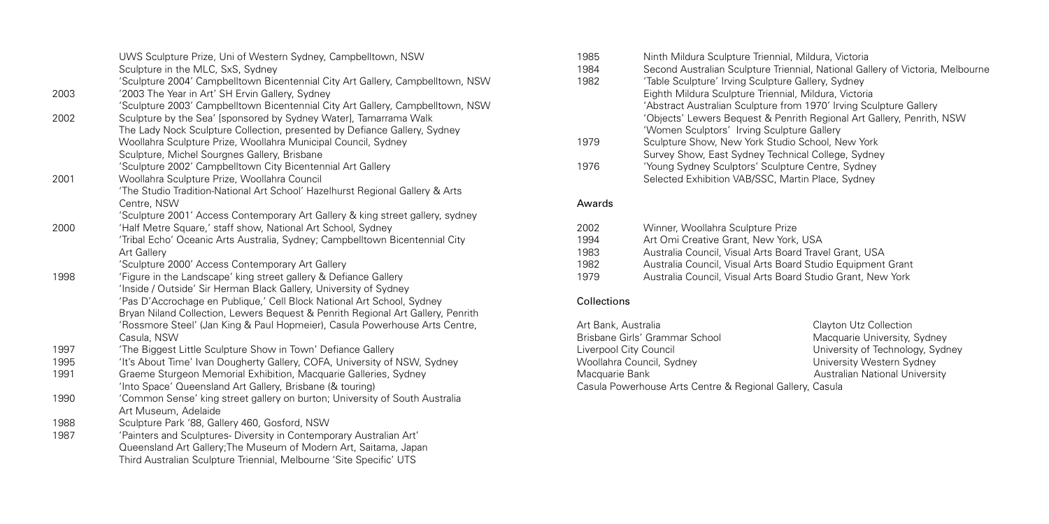| | |
|---|---|
| | UWS Sculpture Prize, Uni of Western Sydney, Campbelltown, NSW |
| | Sculpture in the MLC, SxS, Sydney |
| | 'Sculpture 2004' Campbelltown Bicentennial City Art Gallery, Campbelltown, NSW |
| 2003 | '2003 The Year in Art' SH Ervin Gallery, Sydney |
| | 'Sculpture 2003' Campbelltown Bicentennial City Art Gallery, Campbelltown, NSW |
| 2002 | Sculpture by the Sea' [sponsored by Sydney Water], Tamarrama Walk |
| | The Lady Nock Sculpture Collection, presented by Defiance Gallery, Sydney |
| | Woollahra Sculpture Prize, Woollahra Municipal Council, Sydney |
| | Sculpture, Michel Sourgnes Gallery, Brisbane |
| | 'Sculpture 2002' Campbelltown City Bicentennial Art Gallery |
| 2001 | Woollahra Sculpture Prize, Woollahra Council |
| | 'The Studio Tradition-National Art School' Hazelhurst Regional Gallery & Arts Centre, NSW |
| | 'Sculpture 2001' Access Contemporary Art Gallery & king street gallery, sydney |
| 2000 | 'Half Metre Square,' staff show, National Art School, Sydney |
| | 'Tribal Echo' Oceanic Arts Australia, Sydney; Campbelltown Bicentennial City Art Gallery |
| | 'Sculpture 2000' Access Contemporary Art Gallery |
| 1998 | 'Figure in the Landscape' king street gallery & Defiance Gallery |
| | 'Inside / Outside' Sir Herman Black Gallery, University of Sydney |
| | 'Pas D'Accrochage en Publique,' Cell Block National Art School, Sydney |
| | Bryan Niland Collection, Lewers Bequest & Penrith Regional Art Gallery, Penrith |
| | 'Rossmore Steel' (Jan King & Paul Hopmeier), Casula Powerhouse Arts Centre, Casula, NSW |
| 1997 | 'The Biggest Little Sculpture Show in Town' Defiance Gallery |
| 1995 | 'It's About Time' Ivan Dougherty Gallery, COFA, University of NSW, Sydney |
| 1991 | Graeme Sturgeon Memorial Exhibition, Macquarie Galleries, Sydney |
| | 'Into Space' Queensland Art Gallery, Brisbane (& touring) |
| 1990 | 'Common Sense' king street gallery on burton; University of South Australia Art Museum, Adelaide |
| 1988 | Sculpture Park '88, Gallery 460, Gosford, NSW |
| 1987 | 'Painters and Sculptures- Diversity in Contemporary Australian Art' |
| | Queensland Art Gallery;The Museum of Modern Art, Saitama, Japan |
| | Third Australian Sculpture Triennial, Melbourne 'Site Specific' UTS |
| 1985 | Ninth Mildura Sculpture Triennial, Mildura, Victoria |
| 1984 | Second Australian Sculpture Triennial, National Gallery of Victoria, Melbourne |
| 1982 | 'Table Sculpture' Irving Sculpture Gallery, Sydney |
| | Eighth Mildura Sculpture Triennial, Mildura, Victoria |
| | 'Abstract Australian Sculpture from 1970' Irving Sculpture Gallery |
| | 'Objects' Lewers Bequest & Penrith Regional Art Gallery, Penrith, NSW |
| | 'Women Sculptors' Irving Sculpture Gallery |
| 1979 | Sculpture Show, New York Studio School, New York |
| | Survey Show, East Sydney Technical College, Sydney |
| 1976 | 'Young Sydney Sculptors' Sculpture Centre, Sydney |
| | Selected Exhibition VAB/SSC, Martin Place, Sydney |

## Awards

| | |
|---|---|
| 2002 | Winner, Woollahra Sculpture Prize |
| 1994 | Art Omi Creative Grant, New York, USA |
| 1983 | Australia Council, Visual Arts Board Travel Grant, USA |
| 1982 | Australia Council, Visual Arts Board Studio Equipment Grant |
| 1979 | Australia Council, Visual Arts Board Studio Grant, New York |

## Collections

Art Bank, Australia
Brisbane Girls' Grammar School
Liverpool City Council
Woollahra Council, Sydney
Macquarie Bank
Casula Powerhouse Arts Centre & Regional Gallery, Casula
Clayton Utz Collection
Macquarie University, Sydney
University of Technology, Sydney
University Western Sydney
Australian National University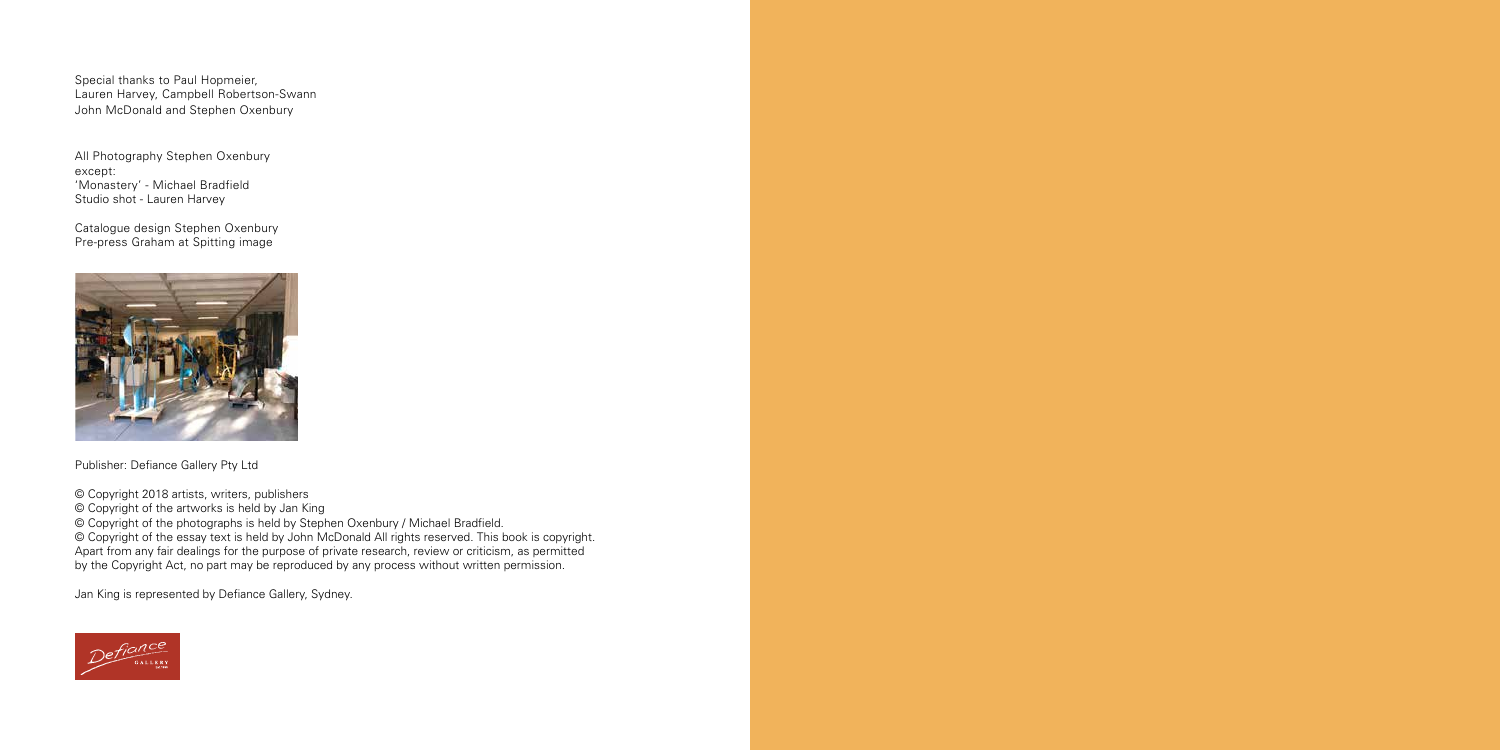Special thanks to Paul Hopmeier,
Lauren Harvey, Campbell Robertson-Swann
John McDonald and Stephen Oxenbury

All Photography Stephen Oxenbury
except:
'Monastery' - Michael Bradfield
Studio shot - Lauren Harvey

Catalogue design Stephen Oxenbury
Pre-press Graham at Spitting image

Publisher: Defiance Gallery Pty Ltd

© Copyright 2018 artists, writers, publishers
© Copyright of the artworks is held by Jan King
© Copyright of the photographs is held by Stephen Oxenbury / Michael Bradfield.
© Copyright of the essay text is held by John McDonald All rights reserved. This book is copyright. Apart from any fair dealings for the purpose of private research, review or criticism, as permitted by the Copyright Act, no part may be reproduced by any process without written permission.

Jan King is represented by Defiance Gallery, Sydney.